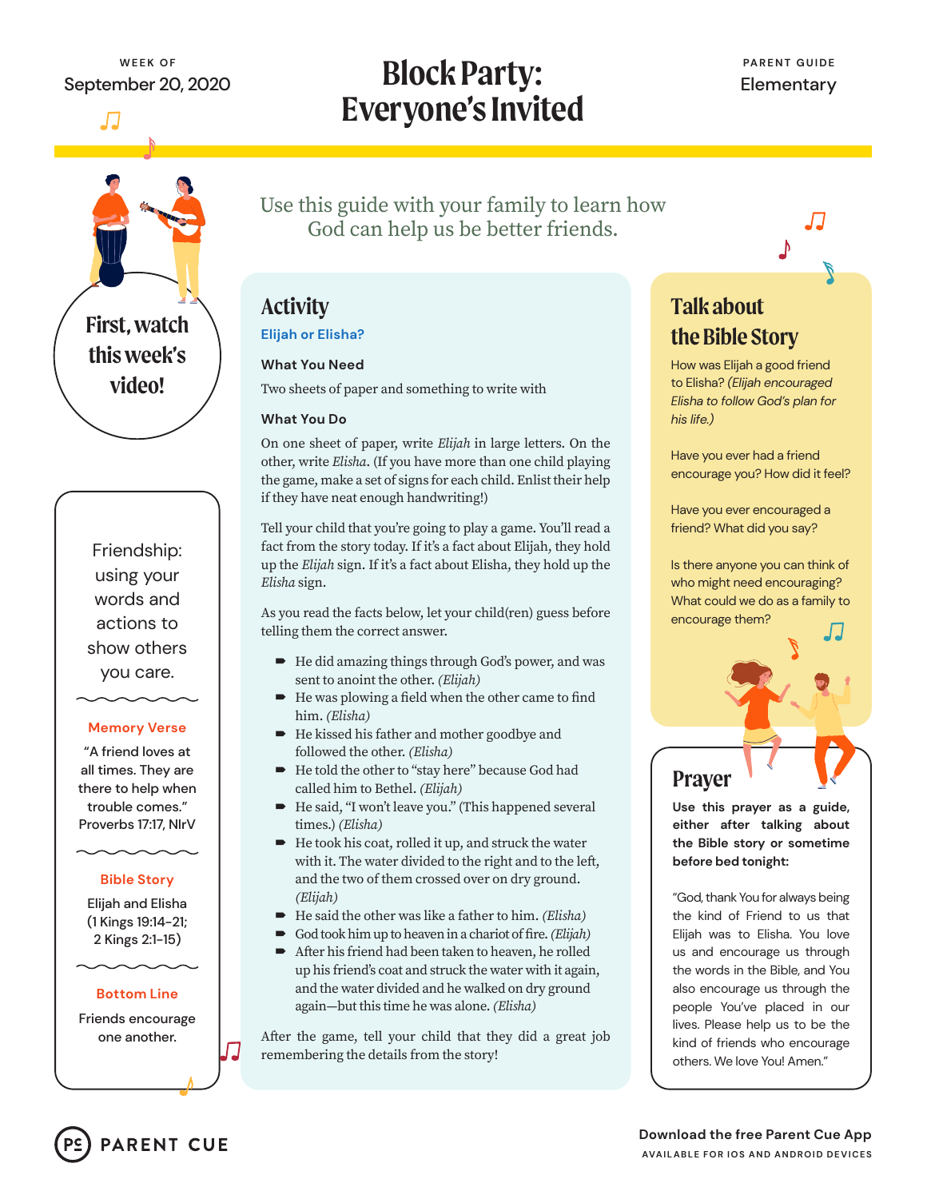WEEK OF
September 20, 2020

# Block Party: Everyone's Invited

PARENT GUIDE
Elementary

Use this guide with your family to learn how God can help us be better friends.

**First, watch this week's video!**

Friendship: using your words and actions to show others you care.

**Memory Verse**

"A friend loves at all times. They are there to help when trouble comes." Proverbs 17:17, NIrV

**Bible Story**

Elijah and Elisha (1 Kings 19:14-21; 2 Kings 2:1-15)

**Bottom Line**

Friends encourage one another.

## Activity

**Elijah or Elisha?**

**What You Need**

Two sheets of paper and something to write with

**What You Do**

On one sheet of paper, write *Elijah* in large letters. On the other, write *Elisha*. (If you have more than one child playing the game, make a set of signs for each child. Enlist their help if they have neat enough handwriting!)

Tell your child that you're going to play a game. You'll read a fact from the story today. If it's a fact about Elijah, they hold up the *Elijah* sign. If it's a fact about Elisha, they hold up the *Elisha* sign.

As you read the facts below, let your child(ren) guess before telling them the correct answer.

- He did amazing things through God's power, and was sent to anoint the other. *(Elijah)*
- He was plowing a field when the other came to find him. *(Elisha)*
- He kissed his father and mother goodbye and followed the other. *(Elisha)*
- He told the other to "stay here" because God had called him to Bethel. *(Elijah)*
- He said, "I won't leave you." (This happened several times.) *(Elisha)*
- He took his coat, rolled it up, and struck the water with it. The water divided to the right and to the left, and the two of them crossed over on dry ground. *(Elijah)*
- He said the other was like a father to him. *(Elisha)*
- God took him up to heaven in a chariot of fire. *(Elijah)*
- After his friend had been taken to heaven, he rolled up his friend's coat and struck the water with it again, and the water divided and he walked on dry ground again—but this time he was alone. *(Elisha)*

After the game, tell your child that they did a great job remembering the details from the story!

## Talk about the Bible Story

How was Elijah a good friend to Elisha? *(Elijah encouraged Elisha to follow God's plan for his life.)*

Have you ever had a friend encourage you? How did it feel?

Have you ever encouraged a friend? What did you say?

Is there anyone you can think of who might need encouraging? What could we do as a family to encourage them?

## Prayer

**Use this prayer as a guide, either after talking about the Bible story or sometime before bed tonight:**

"God, thank You for always being the kind of Friend to us that Elijah was to Elisha. You love us and encourage us through the words in the Bible, and You also encourage us through the people You've placed in our lives. Please help us to be the kind of friends who encourage others. We love You! Amen."

PARENT CUE

Download the free Parent Cue App
AVAILABLE FOR IOS AND ANDROID DEVICES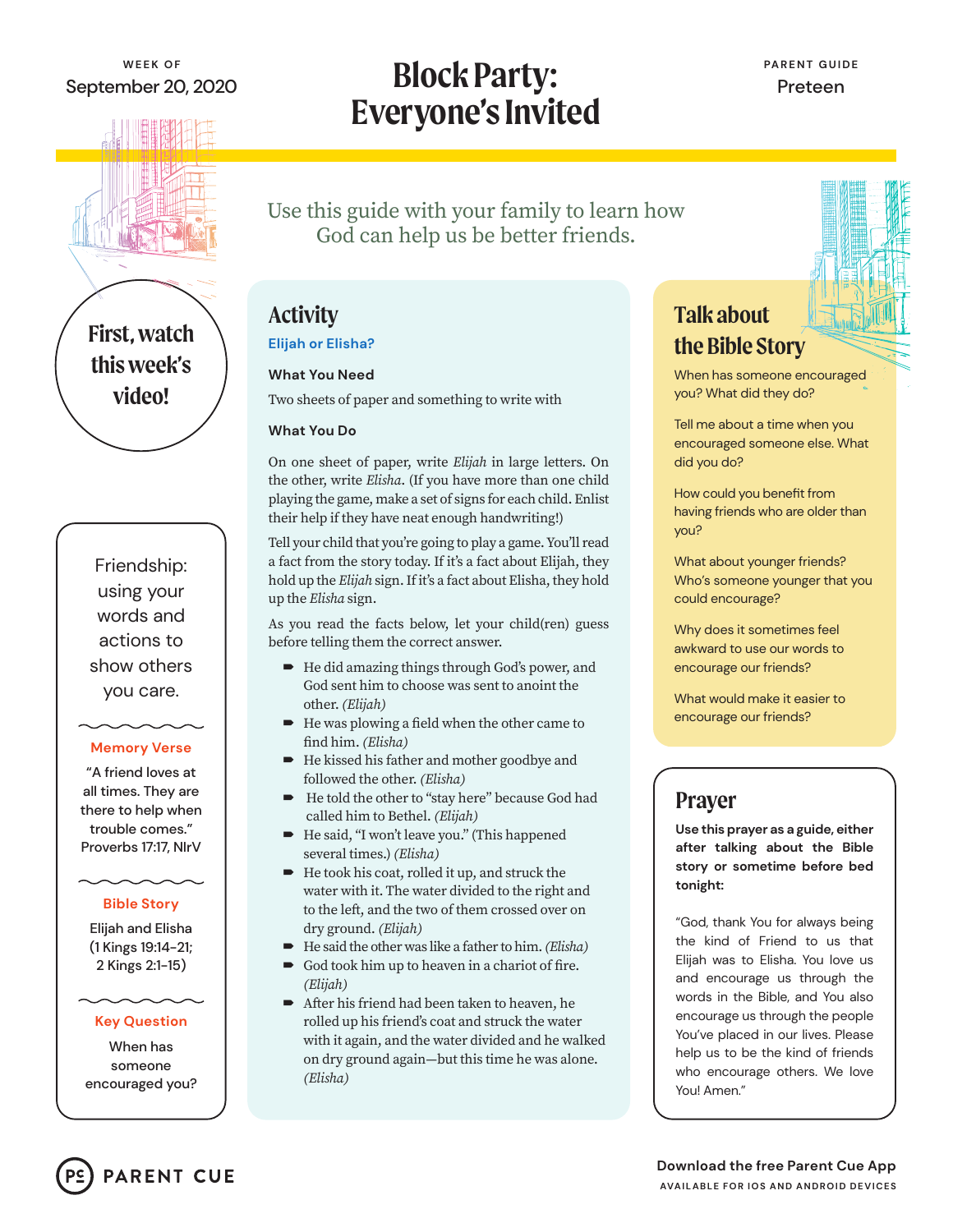WEEK OF
September 20, 2020

# Block Party: Everyone's Invited

PARENT GUIDE
Preteen

Use this guide with your family to learn how God can help us be better friends.

## First, watch this week's video!

Friendship: using your words and actions to show others you care.

**Memory Verse**

"A friend loves at all times. They are there to help when trouble comes." Proverbs 17:17, NIrV

**Bible Story**

Elijah and Elisha (1 Kings 19:14-21; 2 Kings 2:1-15)

**Key Question**

When has someone encouraged you?

## Activity

**Elijah or Elisha?**

**What You Need**

Two sheets of paper and something to write with

**What You Do**

On one sheet of paper, write *Elijah* in large letters. On the other, write *Elisha*. (If you have more than one child playing the game, make a set of signs for each child. Enlist their help if they have neat enough handwriting!)

Tell your child that you're going to play a game. You'll read a fact from the story today. If it's a fact about Elijah, they hold up the *Elijah* sign. If it's a fact about Elisha, they hold up the *Elisha* sign.

As you read the facts below, let your child(ren) guess before telling them the correct answer.

- He did amazing things through God's power, and God sent him to choose was sent to anoint the other. *(Elijah)*
- He was plowing a field when the other came to find him. *(Elisha)*
- He kissed his father and mother goodbye and followed the other. *(Elisha)*
- He told the other to "stay here" because God had called him to Bethel. *(Elijah)*
- He said, "I won't leave you." (This happened several times.) *(Elisha)*
- He took his coat, rolled it up, and struck the water with it. The water divided to the right and to the left, and the two of them crossed over on dry ground. *(Elijah)*
- He said the other was like a father to him. *(Elisha)*
- God took him up to heaven in a chariot of fire. *(Elijah)*
- After his friend had been taken to heaven, he rolled up his friend's coat and struck the water with it again, and the water divided and he walked on dry ground again—but this time he was alone. *(Elisha)*

## Talk about the Bible Story

When has someone encouraged you? What did they do?

Tell me about a time when you encouraged someone else. What did you do?

How could you benefit from having friends who are older than you?

What about younger friends? Who's someone younger that you could encourage?

Why does it sometimes feel awkward to use our words to encourage our friends?

What would make it easier to encourage our friends?

## Prayer

**Use this prayer as a guide, either after talking about the Bible story or sometime before bed tonight:**

"God, thank You for always being the kind of Friend to us that Elijah was to Elisha. You love us and encourage us through the words in the Bible, and You also encourage us through the people You've placed in our lives. Please help us to be the kind of friends who encourage others. We love You! Amen."

PARENT CUE

Download the free Parent Cue App
AVAILABLE FOR IOS AND ANDROID DEVICES